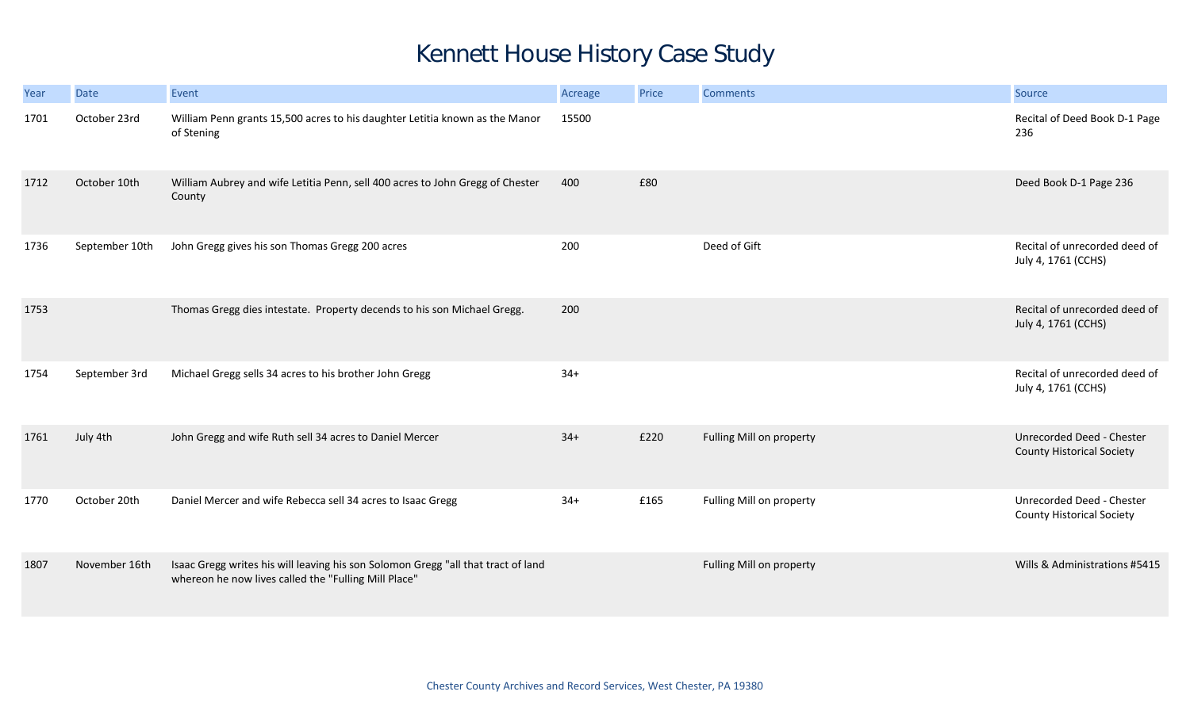# Kennett House History Case Study

| Year | Date | Event | Acreage | Price | Comments | Source |
|---|---|---|---|---|---|---|
| 1701 | October 23rd | William Penn grants 15,500 acres to his daughter Letitia known as the Manor of Stening | 15500 | | | Recital of Deed Book D-1 Page 236 |
| 1712 | October 10th | William Aubrey and wife Letitia Penn, sell 400 acres to John Gregg of Chester County | 400 | £80 | | Deed Book D-1 Page 236 |
| 1736 | September 10th | John Gregg gives his son Thomas Gregg 200 acres | 200 | | Deed of Gift | Recital of unrecorded deed of July 4, 1761 (CCHS) |
| 1753 | | Thomas Gregg dies intestate. Property decends to his son Michael Gregg. | 200 | | | Recital of unrecorded deed of July 4, 1761 (CCHS) |
| 1754 | September 3rd | Michael Gregg sells 34 acres to his brother John Gregg | 34+ | | | Recital of unrecorded deed of July 4, 1761 (CCHS) |
| 1761 | July 4th | John Gregg and wife Ruth sell 34 acres to Daniel Mercer | 34+ | £220 | Fulling Mill on property | Unrecorded Deed - Chester County Historical Society |
| 1770 | October 20th | Daniel Mercer and wife Rebecca sell 34 acres to Isaac Gregg | 34+ | £165 | Fulling Mill on property | Unrecorded Deed - Chester County Historical Society |
| 1807 | November 16th | Isaac Gregg writes his will leaving his son Solomon Gregg "all that tract of land whereon he now lives called the "Fulling Mill Place" | | | Fulling Mill on property | Wills & Administrations #5415 |

Chester County Archives and Record Services, West Chester, PA 19380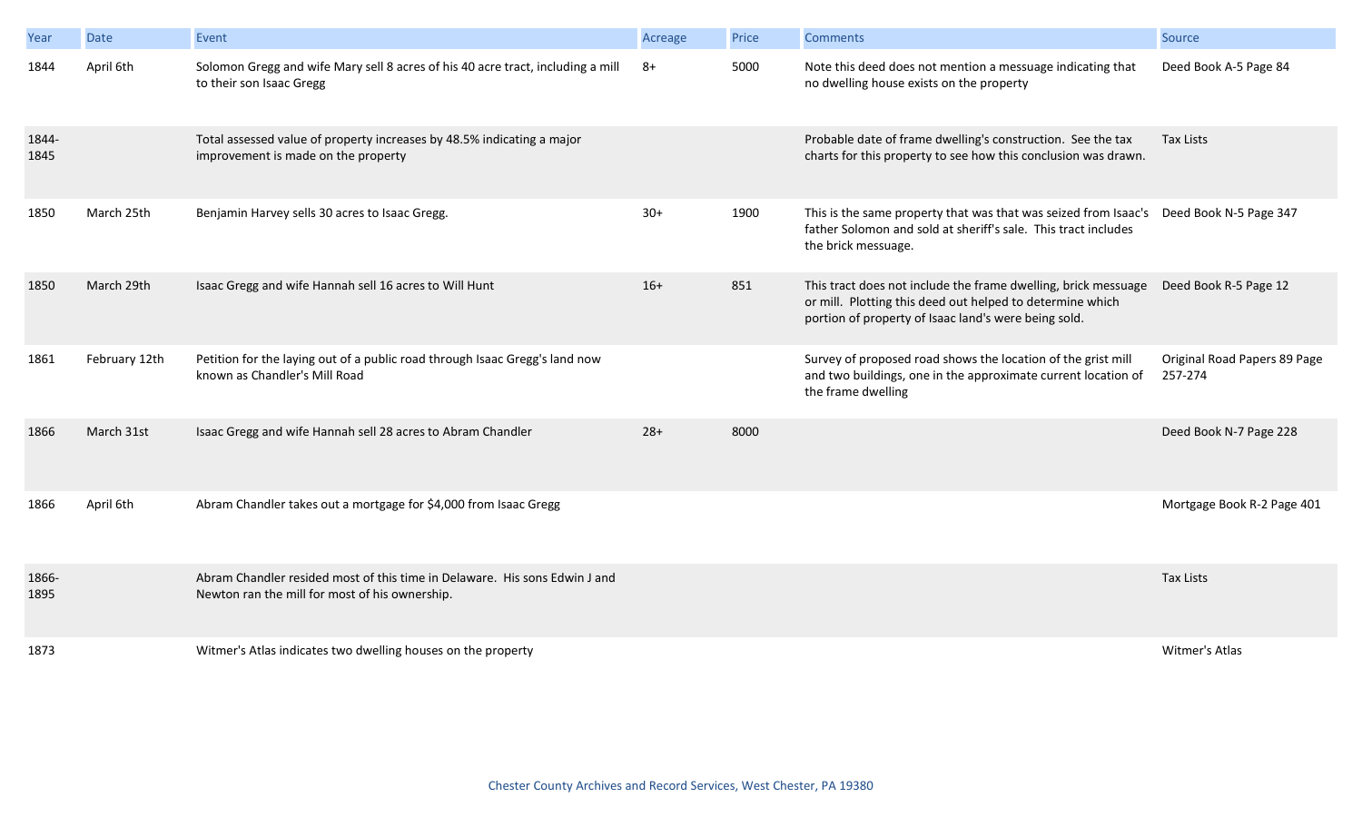| Year | Date | Event | Acreage | Price | Comments | Source |
|---|---|---|---|---|---|---|
| 1844 | April 6th | Solomon Gregg and wife Mary sell 8 acres of his 40 acre tract, including a mill to their son Isaac Gregg | 8+ | 5000 | Note this deed does not mention a messuage indicating that no dwelling house exists on the property | Deed Book A-5 Page 84 |
| 1844-1845 | | Total assessed value of property increases by 48.5% indicating a major improvement is made on the property | | | Probable date of frame dwelling's construction. See the tax charts for this property to see how this conclusion was drawn. | Tax Lists |
| 1850 | March 25th | Benjamin Harvey sells 30 acres to Isaac Gregg. | 30+ | 1900 | This is the same property that was that was seized from Isaac's father Solomon and sold at sheriff's sale. This tract includes the brick messuage. | Deed Book N-5 Page 347 |
| 1850 | March 29th | Isaac Gregg and wife Hannah sell 16 acres to Will Hunt | 16+ | 851 | This tract does not include the frame dwelling, brick messuage or mill. Plotting this deed out helped to determine which portion of property of Isaac land's were being sold. | Deed Book R-5 Page 12 |
| 1861 | February 12th | Petition for the laying out of a public road through Isaac Gregg's land now known as Chandler's Mill Road | | | Survey of proposed road shows the location of the grist mill and two buildings, one in the approximate current location of the frame dwelling | Original Road Papers 89 Page 257-274 |
| 1866 | March 31st | Isaac Gregg and wife Hannah sell 28 acres to Abram Chandler | 28+ | 8000 | | Deed Book N-7 Page 228 |
| 1866 | April 6th | Abram Chandler takes out a mortgage for $4,000 from Isaac Gregg | | | | Mortgage Book R-2 Page 401 |
| 1866-1895 | | Abram Chandler resided most of this time in Delaware. His sons Edwin J and Newton ran the mill for most of his ownership. | | | | Tax Lists |
| 1873 | | Witmer's Atlas indicates two dwelling houses on the property | | | | Witmer's Atlas |

Chester County Archives and Record Services, West Chester, PA 19380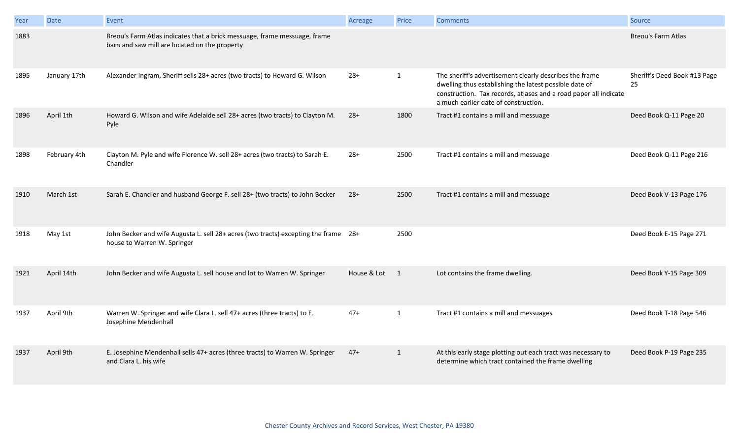| Year | Date | Event | Acreage | Price | Comments | Source |
|---|---|---|---|---|---|---|
| 1883 | | Breou's Farm Atlas indicates that a brick messuage, frame messuage, frame barn and saw mill are located on the property | | | | Breou's Farm Atlas |
| 1895 | January 17th | Alexander Ingram, Sheriff sells 28+ acres (two tracts) to Howard G. Wilson | 28+ | 1 | The sheriff's advertisement clearly describes the frame dwelling thus establishing the latest possible date of construction. Tax records, atlases and a road paper all indicate a much earlier date of construction. | Sheriff's Deed Book #13 Page 25 |
| 1896 | April 1th | Howard G. Wilson and wife Adelaide sell 28+ acres (two tracts) to Clayton M. Pyle | 28+ | 1800 | Tract #1 contains a mill and messuage | Deed Book Q-11 Page 20 |
| 1898 | February 4th | Clayton M. Pyle and wife Florence W. sell 28+ acres (two tracts) to Sarah E. Chandler | 28+ | 2500 | Tract #1 contains a mill and messuage | Deed Book Q-11 Page 216 |
| 1910 | March 1st | Sarah E. Chandler and husband George F. sell 28+ (two tracts) to John Becker | 28+ | 2500 | Tract #1 contains a mill and messuage | Deed Book V-13 Page 176 |
| 1918 | May 1st | John Becker and wife Augusta L. sell 28+ acres (two tracts) excepting the frame house to Warren W. Springer | 28+ | 2500 | | Deed Book E-15 Page 271 |
| 1921 | April 14th | John Becker and wife Augusta L. sell house and lot to Warren W. Springer | House & Lot | 1 | Lot contains the frame dwelling. | Deed Book Y-15 Page 309 |
| 1937 | April 9th | Warren W. Springer and wife Clara L. sell 47+ acres (three tracts) to E. Josephine Mendenhall | 47+ | 1 | Tract #1 contains a mill and messuages | Deed Book T-18 Page 546 |
| 1937 | April 9th | E. Josephine Mendenhall sells 47+ acres (three tracts) to Warren W. Springer and Clara L. his wife | 47+ | 1 | At this early stage plotting out each tract was necessary to determine which tract contained the frame dwelling | Deed Book P-19 Page 235 |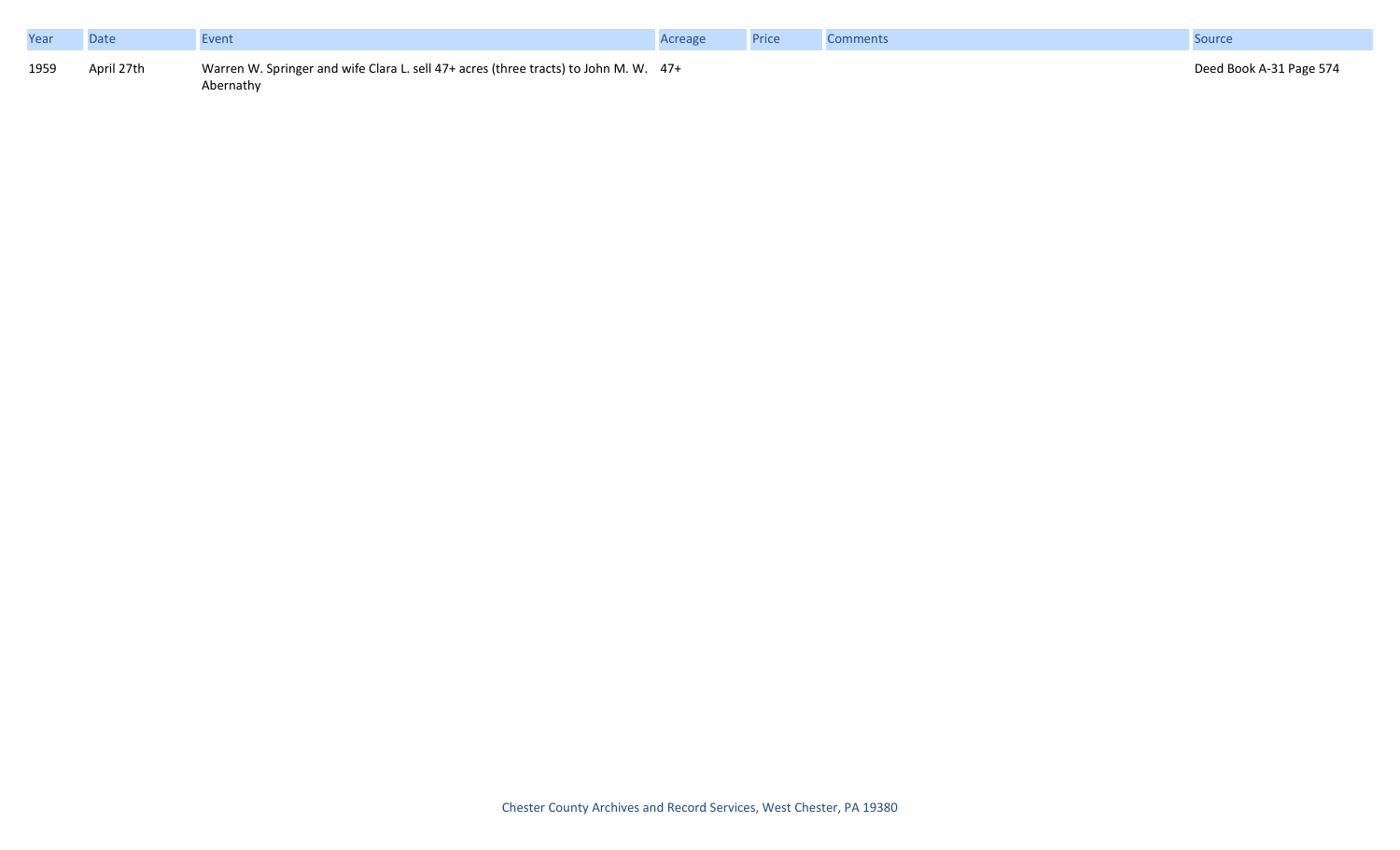| Year | Date | Event | Acreage | Price | Comments | Source |
| --- | --- | --- | --- | --- | --- | --- |
| 1959 | April 27th | Warren W. Springer and wife Clara L. sell 47+ acres (three tracts) to John M. W. Abernathy | 47+ | | | Deed Book A-31 Page 574 |

Chester County Archives and Record Services, West Chester, PA 19380